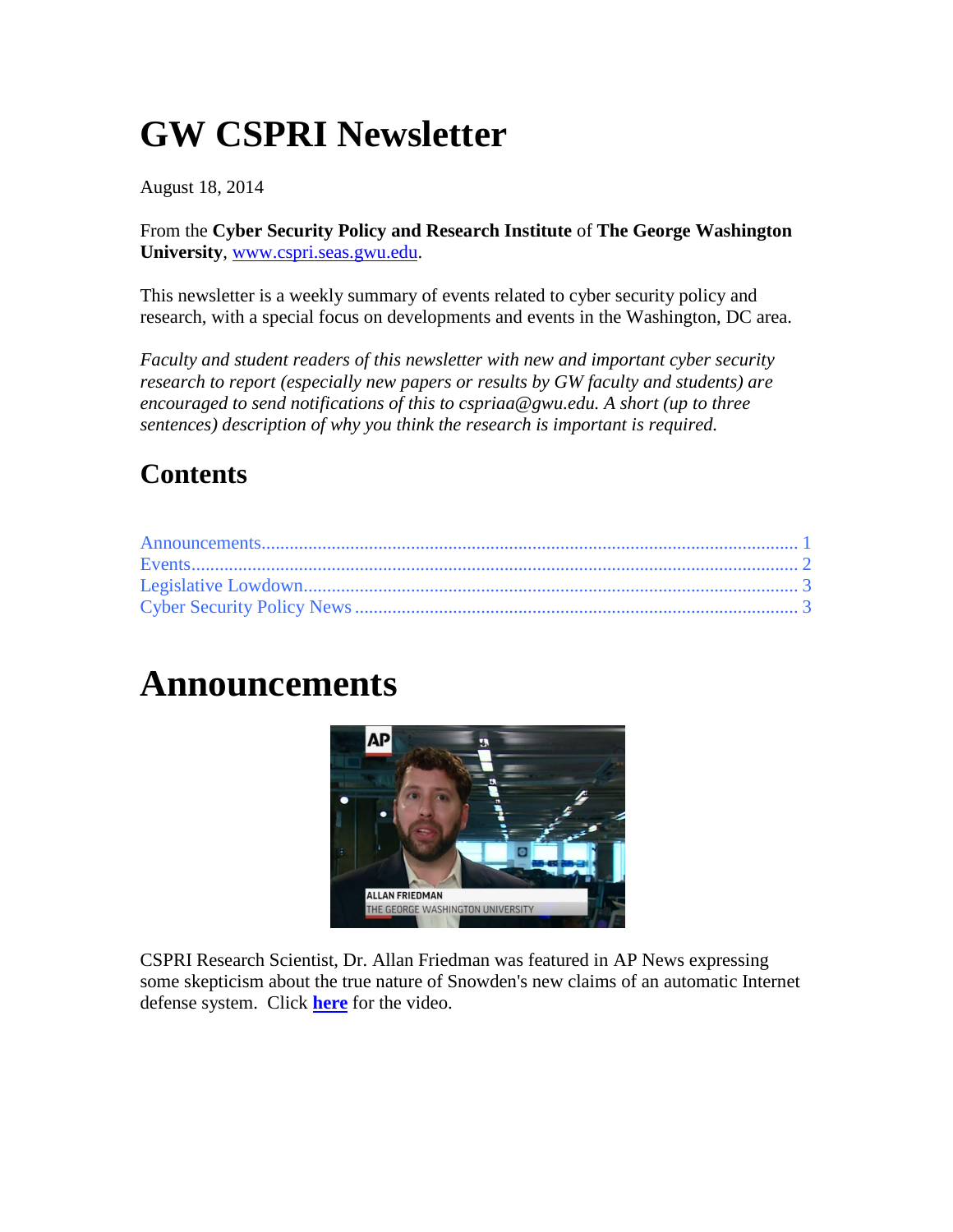# GW CSPRI Newsletter

August 18, 2014

From the **Cyber Security Policy and Research Institute** of **The George Washington University**, www.cspri.seas.gwu.edu.

This newsletter is a weekly summary of events related to cyber security policy and research, with a special focus on developments and events in the Washington, DC area.

*Faculty and student readers of this newsletter with new and important cyber security research to report (especially new papers or results by GW faculty and students) are encouraged to send notifications of this to cspriaa@gwu.edu. A short (up to three sentences) description of why you think the research is important is required.*

## Contents

Announcements ..... 1
Events ..... 2
Legislative Lowdown ..... 3
Cyber Security Policy News ..... 3

# Announcements

CSPRI Research Scientist, Dr. Allan Friedman was featured in AP News expressing some skepticism about the true nature of Snowden's new claims of an automatic Internet defense system. Click **here** for the video.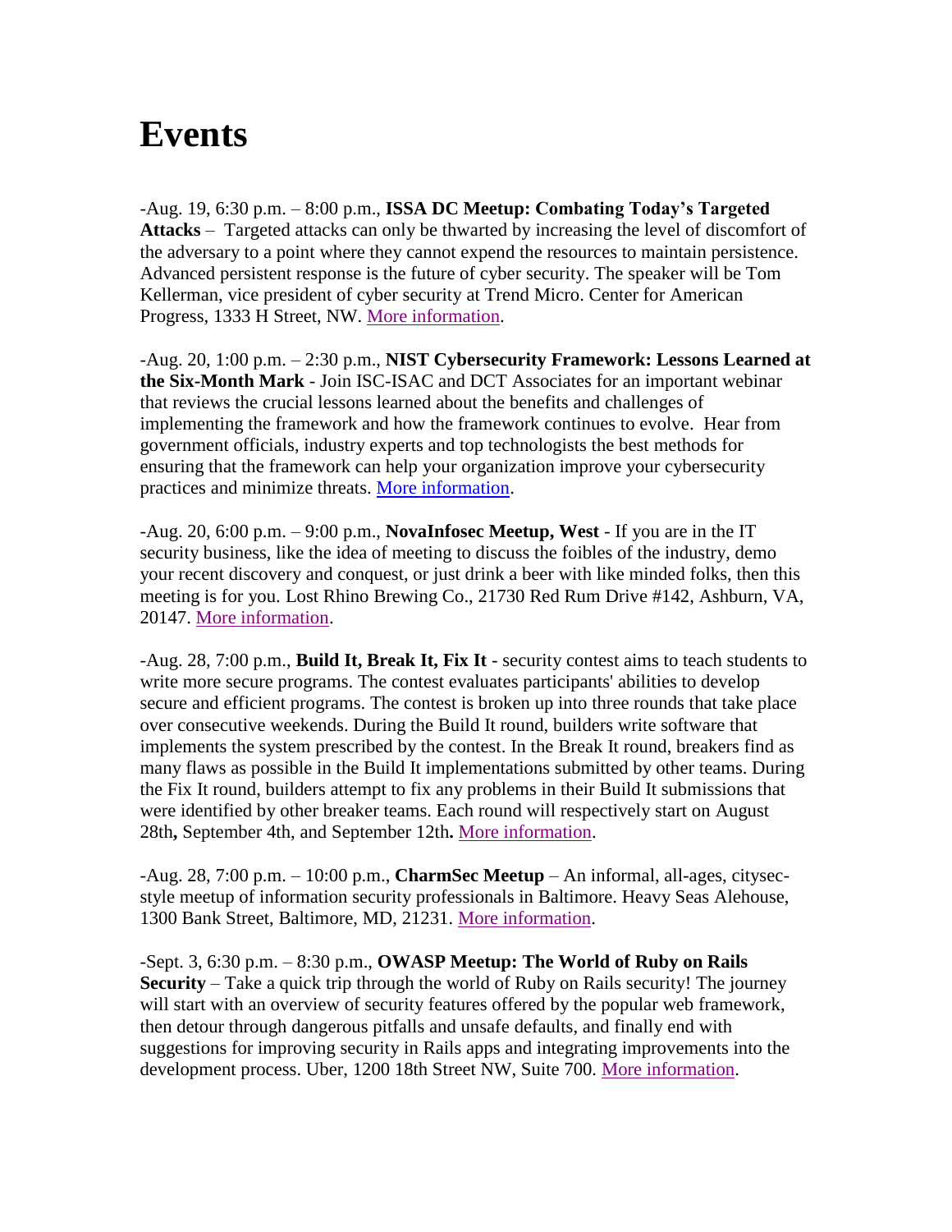# Events

-Aug. 19, 6:30 p.m. – 8:00 p.m., **ISSA DC Meetup: Combating Today's Targeted Attacks** – Targeted attacks can only be thwarted by increasing the level of discomfort of the adversary to a point where they cannot expend the resources to maintain persistence. Advanced persistent response is the future of cyber security. The speaker will be Tom Kellerman, vice president of cyber security at Trend Micro. Center for American Progress, 1333 H Street, NW. More information.

-Aug. 20, 1:00 p.m. – 2:30 p.m., **NIST Cybersecurity Framework: Lessons Learned at the Six-Month Mark** - Join ISC-ISAC and DCT Associates for an important webinar that reviews the crucial lessons learned about the benefits and challenges of implementing the framework and how the framework continues to evolve. Hear from government officials, industry experts and top technologists the best methods for ensuring that the framework can help your organization improve your cybersecurity practices and minimize threats. More information.

-Aug. 20, 6:00 p.m. – 9:00 p.m., **NovaInfosec Meetup, West** - If you are in the IT security business, like the idea of meeting to discuss the foibles of the industry, demo your recent discovery and conquest, or just drink a beer with like minded folks, then this meeting is for you. Lost Rhino Brewing Co., 21730 Red Rum Drive #142, Ashburn, VA, 20147. More information.

-Aug. 28, 7:00 p.m., **Build It, Break It, Fix It** - security contest aims to teach students to write more secure programs. The contest evaluates participants' abilities to develop secure and efficient programs. The contest is broken up into three rounds that take place over consecutive weekends. During the Build It round, builders write software that implements the system prescribed by the contest. In the Break It round, breakers find as many flaws as possible in the Build It implementations submitted by other teams. During the Fix It round, builders attempt to fix any problems in their Build It submissions that were identified by other breaker teams. Each round will respectively start on August 28th**,** September 4th, and September 12th**.** More information.

-Aug. 28, 7:00 p.m. – 10:00 p.m., **CharmSec Meetup** – An informal, all-ages, citysec-style meetup of information security professionals in Baltimore. Heavy Seas Alehouse, 1300 Bank Street, Baltimore, MD, 21231. More information.

-Sept. 3, 6:30 p.m. – 8:30 p.m., **OWASP Meetup: The World of Ruby on Rails Security** – Take a quick trip through the world of Ruby on Rails security! The journey will start with an overview of security features offered by the popular web framework, then detour through dangerous pitfalls and unsafe defaults, and finally end with suggestions for improving security in Rails apps and integrating improvements into the development process. Uber, 1200 18th Street NW, Suite 700. More information.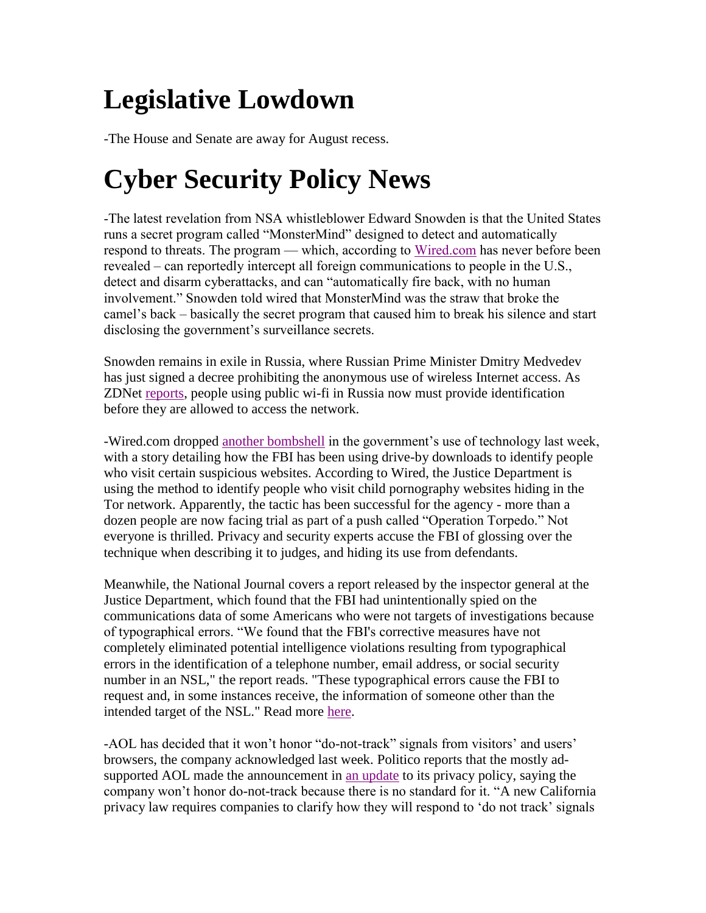# Legislative Lowdown

-The House and Senate are away for August recess.

# Cyber Security Policy News

-The latest revelation from NSA whistleblower Edward Snowden is that the United States runs a secret program called "MonsterMind" designed to detect and automatically respond to threats. The program — which, according to Wired.com has never before been revealed – can reportedly intercept all foreign communications to people in the U.S., detect and disarm cyberattacks, and can "automatically fire back, with no human involvement." Snowden told wired that MonsterMind was the straw that broke the camel's back – basically the secret program that caused him to break his silence and start disclosing the government's surveillance secrets.

Snowden remains in exile in Russia, where Russian Prime Minister Dmitry Medvedev has just signed a decree prohibiting the anonymous use of wireless Internet access. As ZDNet reports, people using public wi-fi in Russia now must provide identification before they are allowed to access the network.

-Wired.com dropped another bombshell in the government's use of technology last week, with a story detailing how the FBI has been using drive-by downloads to identify people who visit certain suspicious websites. According to Wired, the Justice Department is using the method to identify people who visit child pornography websites hiding in the Tor network. Apparently, the tactic has been successful for the agency - more than a dozen people are now facing trial as part of a push called "Operation Torpedo." Not everyone is thrilled. Privacy and security experts accuse the FBI of glossing over the technique when describing it to judges, and hiding its use from defendants.

Meanwhile, the National Journal covers a report released by the inspector general at the Justice Department, which found that the FBI had unintentionally spied on the communications data of some Americans who were not targets of investigations because of typographical errors. "We found that the FBI's corrective measures have not completely eliminated potential intelligence violations resulting from typographical errors in the identification of a telephone number, email address, or social security number in an NSL," the report reads. "These typographical errors cause the FBI to request and, in some instances receive, the information of someone other than the intended target of the NSL." Read more here.

-AOL has decided that it won't honor "do-not-track" signals from visitors' and users' browsers, the company acknowledged last week. Politico reports that the mostly ad-supported AOL made the announcement in an update to its privacy policy, saying the company won't honor do-not-track because there is no standard for it. "A new California privacy law requires companies to clarify how they will respond to 'do not track' signals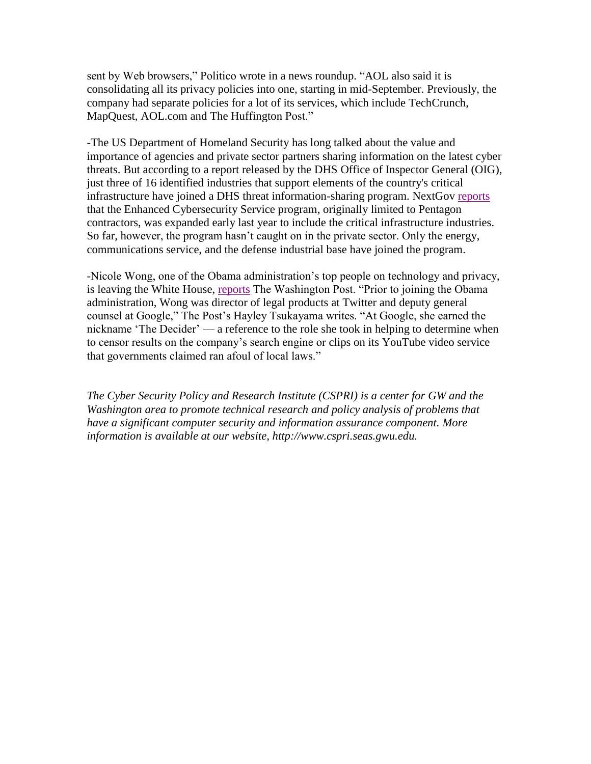sent by Web browsers," Politico wrote in a news roundup. "AOL also said it is consolidating all its privacy policies into one, starting in mid-September. Previously, the company had separate policies for a lot of its services, which include TechCrunch, MapQuest, AOL.com and The Huffington Post."

-The US Department of Homeland Security has long talked about the value and importance of agencies and private sector partners sharing information on the latest cyber threats. But according to a report released by the DHS Office of Inspector General (OIG), just three of 16 identified industries that support elements of the country's critical infrastructure have joined a DHS threat information-sharing program. NextGov reports that the Enhanced Cybersecurity Service program, originally limited to Pentagon contractors, was expanded early last year to include the critical infrastructure industries. So far, however, the program hasn't caught on in the private sector. Only the energy, communications service, and the defense industrial base have joined the program.

-Nicole Wong, one of the Obama administration's top people on technology and privacy, is leaving the White House, reports The Washington Post. "Prior to joining the Obama administration, Wong was director of legal products at Twitter and deputy general counsel at Google," The Post's Hayley Tsukayama writes. "At Google, she earned the nickname 'The Decider' — a reference to the role she took in helping to determine when to censor results on the company's search engine or clips on its YouTube video service that governments claimed ran afoul of local laws."

*The Cyber Security Policy and Research Institute (CSPRI) is a center for GW and the Washington area to promote technical research and policy analysis of problems that have a significant computer security and information assurance component. More information is available at our website, http://www.cspri.seas.gwu.edu.*